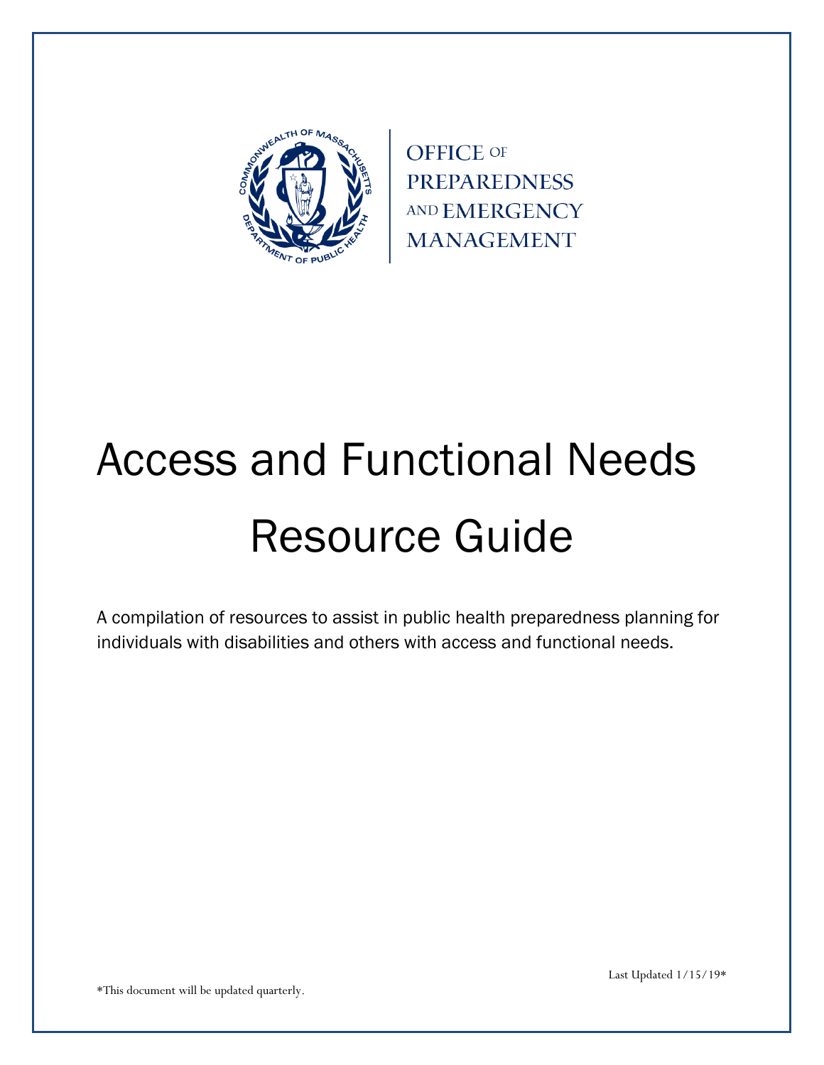OFFICE OF
PREPAREDNESS
AND EMERGENCY
MANAGEMENT

# Access and Functional Needs Resource Guide

A compilation of resources to assist in public health preparedness planning for individuals with disabilities and others with access and functional needs.

Last Updated 1/15/19*

*This document will be updated quarterly.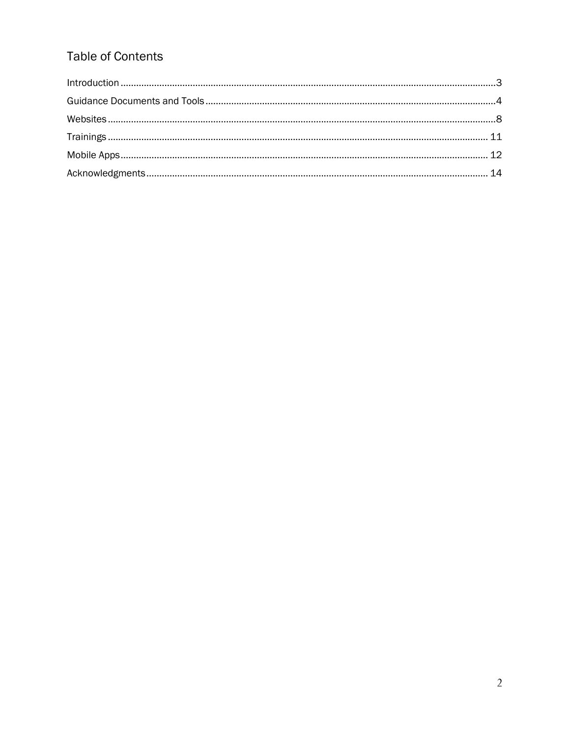## Table of Contents

Introduction ........................................................................................................................................3
Guidance Documents and Tools ........................................................................................................4
Websites ..............................................................................................................................................8
Trainings ............................................................................................................................................ 11
Mobile Apps ...................................................................................................................................... 12
Acknowledgments ............................................................................................................................. 14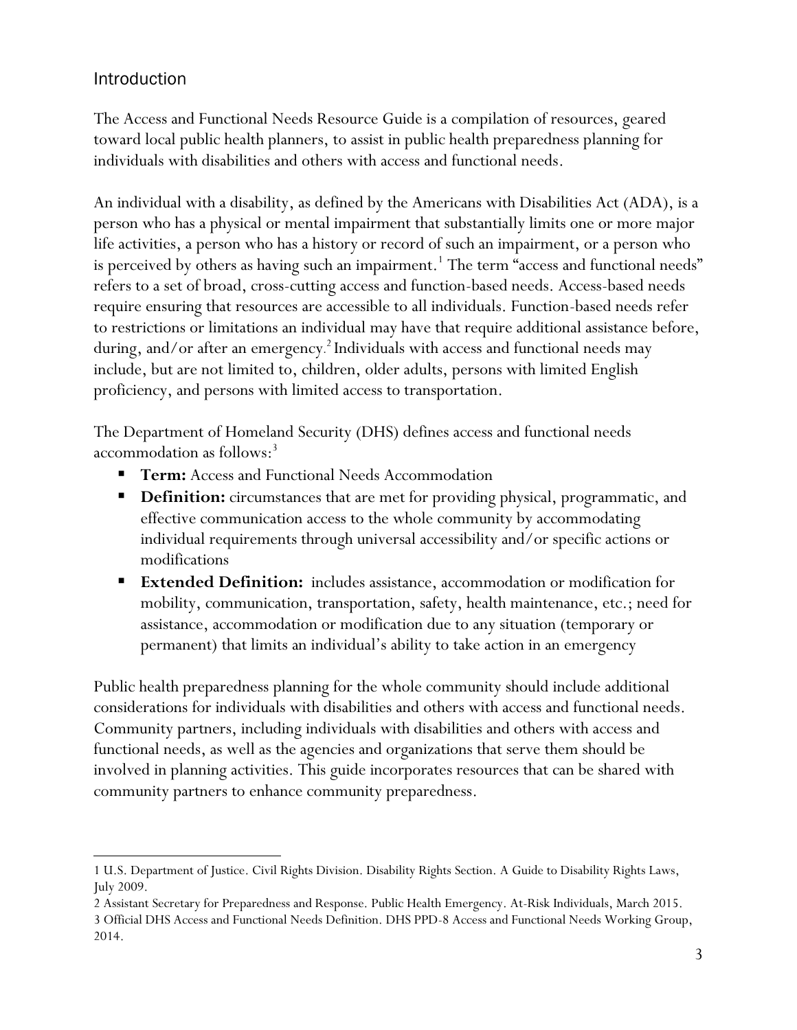## Introduction

The Access and Functional Needs Resource Guide is a compilation of resources, geared toward local public health planners, to assist in public health preparedness planning for individuals with disabilities and others with access and functional needs.

An individual with a disability, as defined by the Americans with Disabilities Act (ADA), is a person who has a physical or mental impairment that substantially limits one or more major life activities, a person who has a history or record of such an impairment, or a person who is perceived by others as having such an impairment.[1] The term "access and functional needs" refers to a set of broad, cross-cutting access and function-based needs. Access-based needs require ensuring that resources are accessible to all individuals. Function-based needs refer to restrictions or limitations an individual may have that require additional assistance before, during, and/or after an emergency.[2] Individuals with access and functional needs may include, but are not limited to, children, older adults, persons with limited English proficiency, and persons with limited access to transportation.

The Department of Homeland Security (DHS) defines access and functional needs accommodation as follows:[3]

- **Term:** Access and Functional Needs Accommodation
- **Definition:** circumstances that are met for providing physical, programmatic, and effective communication access to the whole community by accommodating individual requirements through universal accessibility and/or specific actions or modifications
- **Extended Definition:** includes assistance, accommodation or modification for mobility, communication, transportation, safety, health maintenance, etc.; need for assistance, accommodation or modification due to any situation (temporary or permanent) that limits an individual's ability to take action in an emergency

Public health preparedness planning for the whole community should include additional considerations for individuals with disabilities and others with access and functional needs. Community partners, including individuals with disabilities and others with access and functional needs, as well as the agencies and organizations that serve them should be involved in planning activities. This guide incorporates resources that can be shared with community partners to enhance community preparedness.

---

1 U.S. Department of Justice. Civil Rights Division. Disability Rights Section. A Guide to Disability Rights Laws, July 2009.

2 Assistant Secretary for Preparedness and Response. Public Health Emergency. At-Risk Individuals, March 2015.

3 Official DHS Access and Functional Needs Definition. DHS PPD-8 Access and Functional Needs Working Group, 2014.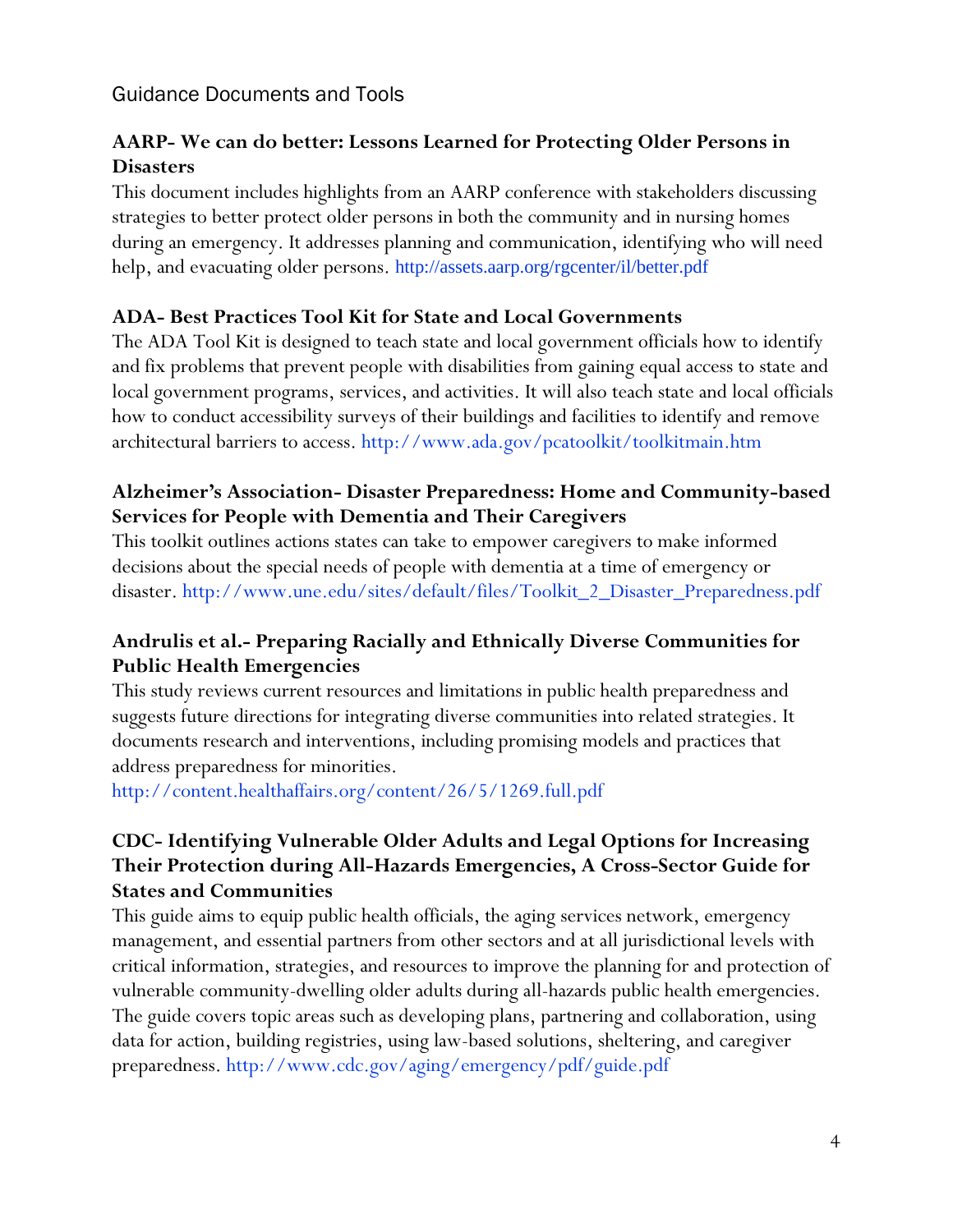## Guidance Documents and Tools

### AARP- We can do better: Lessons Learned for Protecting Older Persons in Disasters

This document includes highlights from an AARP conference with stakeholders discussing strategies to better protect older persons in both the community and in nursing homes during an emergency. It addresses planning and communication, identifying who will need help, and evacuating older persons. http://assets.aarp.org/rgcenter/il/better.pdf

### ADA- Best Practices Tool Kit for State and Local Governments

The ADA Tool Kit is designed to teach state and local government officials how to identify and fix problems that prevent people with disabilities from gaining equal access to state and local government programs, services, and activities. It will also teach state and local officials how to conduct accessibility surveys of their buildings and facilities to identify and remove architectural barriers to access. http://www.ada.gov/pcatoolkit/toolkitmain.htm

### Alzheimer's Association- Disaster Preparedness: Home and Community-based Services for People with Dementia and Their Caregivers

This toolkit outlines actions states can take to empower caregivers to make informed decisions about the special needs of people with dementia at a time of emergency or disaster. http://www.une.edu/sites/default/files/Toolkit_2_Disaster_Preparedness.pdf

### Andrulis et al.- Preparing Racially and Ethnically Diverse Communities for Public Health Emergencies

This study reviews current resources and limitations in public health preparedness and suggests future directions for integrating diverse communities into related strategies. It documents research and interventions, including promising models and practices that address preparedness for minorities.

http://content.healthaffairs.org/content/26/5/1269.full.pdf

### CDC- Identifying Vulnerable Older Adults and Legal Options for Increasing Their Protection during All-Hazards Emergencies, A Cross-Sector Guide for States and Communities

This guide aims to equip public health officials, the aging services network, emergency management, and essential partners from other sectors and at all jurisdictional levels with critical information, strategies, and resources to improve the planning for and protection of vulnerable community-dwelling older adults during all-hazards public health emergencies. The guide covers topic areas such as developing plans, partnering and collaboration, using data for action, building registries, using law-based solutions, sheltering, and caregiver preparedness. http://www.cdc.gov/aging/emergency/pdf/guide.pdf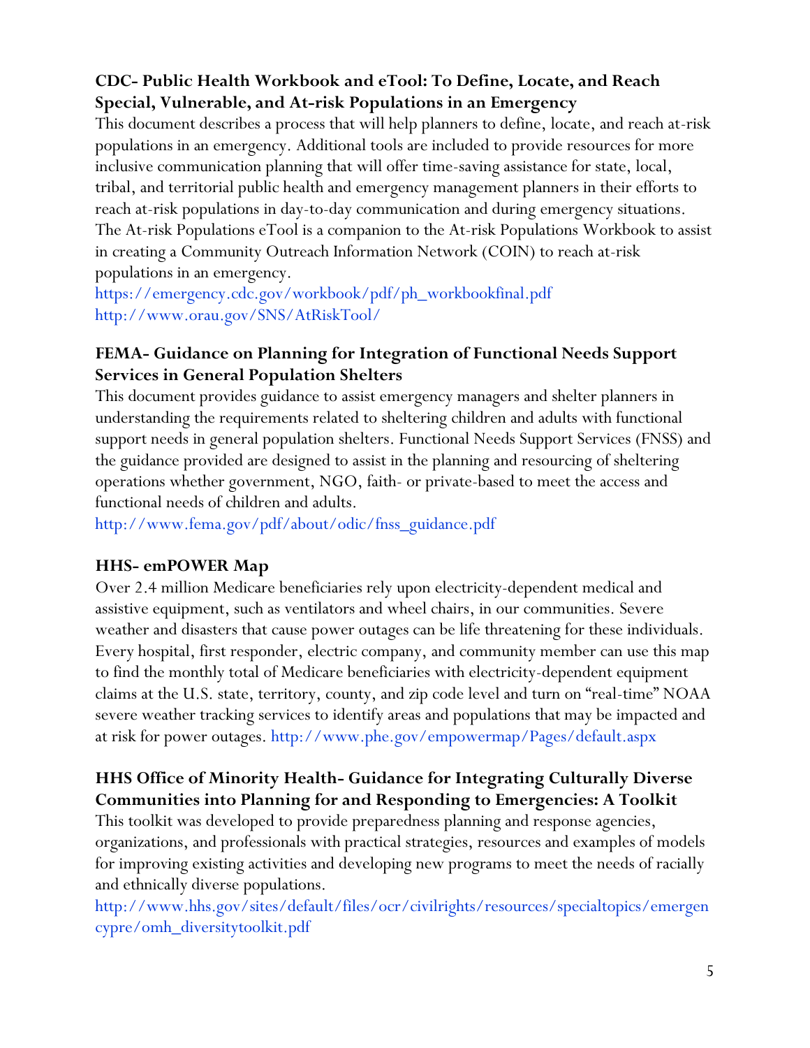**CDC- Public Health Workbook and eTool: To Define, Locate, and Reach Special, Vulnerable, and At-risk Populations in an Emergency**

This document describes a process that will help planners to define, locate, and reach at-risk populations in an emergency. Additional tools are included to provide resources for more inclusive communication planning that will offer time-saving assistance for state, local, tribal, and territorial public health and emergency management planners in their efforts to reach at-risk populations in day-to-day communication and during emergency situations. The At-risk Populations eTool is a companion to the At-risk Populations Workbook to assist in creating a Community Outreach Information Network (COIN) to reach at-risk populations in an emergency.

https://emergency.cdc.gov/workbook/pdf/ph_workbookfinal.pdf
http://www.orau.gov/SNS/AtRiskTool/

**FEMA- Guidance on Planning for Integration of Functional Needs Support Services in General Population Shelters**

This document provides guidance to assist emergency managers and shelter planners in understanding the requirements related to sheltering children and adults with functional support needs in general population shelters. Functional Needs Support Services (FNSS) and the guidance provided are designed to assist in the planning and resourcing of sheltering operations whether government, NGO, faith- or private-based to meet the access and functional needs of children and adults.

http://www.fema.gov/pdf/about/odic/fnss_guidance.pdf

**HHS- emPOWER Map**

Over 2.4 million Medicare beneficiaries rely upon electricity-dependent medical and assistive equipment, such as ventilators and wheel chairs, in our communities. Severe weather and disasters that cause power outages can be life threatening for these individuals. Every hospital, first responder, electric company, and community member can use this map to find the monthly total of Medicare beneficiaries with electricity-dependent equipment claims at the U.S. state, territory, county, and zip code level and turn on "real-time" NOAA severe weather tracking services to identify areas and populations that may be impacted and at risk for power outages. http://www.phe.gov/empowermap/Pages/default.aspx

**HHS Office of Minority Health- Guidance for Integrating Culturally Diverse Communities into Planning for and Responding to Emergencies: A Toolkit**

This toolkit was developed to provide preparedness planning and response agencies, organizations, and professionals with practical strategies, resources and examples of models for improving existing activities and developing new programs to meet the needs of racially and ethnically diverse populations.

http://www.hhs.gov/sites/default/files/ocr/civilrights/resources/specialtopics/emergencypre/omh_diversitytoolkit.pdf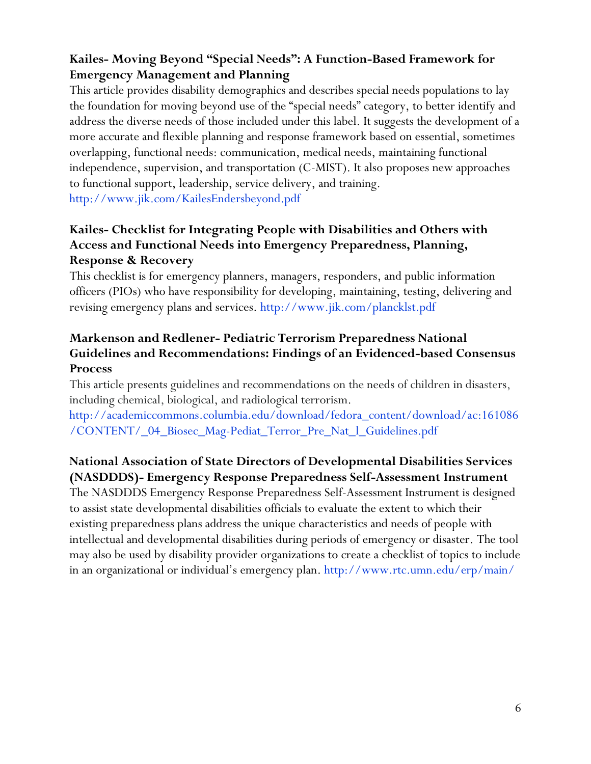### Kailes- Moving Beyond "Special Needs": A Function-Based Framework for Emergency Management and Planning

This article provides disability demographics and describes special needs populations to lay the foundation for moving beyond use of the "special needs" category, to better identify and address the diverse needs of those included under this label. It suggests the development of a more accurate and flexible planning and response framework based on essential, sometimes overlapping, functional needs: communication, medical needs, maintaining functional independence, supervision, and transportation (C-MIST). It also proposes new approaches to functional support, leadership, service delivery, and training.
http://www.jik.com/KailesEndersbeyond.pdf

### Kailes- Checklist for Integrating People with Disabilities and Others with Access and Functional Needs into Emergency Preparedness, Planning, Response & Recovery

This checklist is for emergency planners, managers, responders, and public information officers (PIOs) who have responsibility for developing, maintaining, testing, delivering and revising emergency plans and services. http://www.jik.com/planckl st.pdf

### Markenson and Redlener- Pediatric Terrorism Preparedness National Guidelines and Recommendations: Findings of an Evidenced-based Consensus Process

This article presents guidelines and recommendations on the needs of children in disasters, including chemical, biological, and radiological terrorism.
http://academiccommons.columbia.edu/download/fedora_content/download/ac:161086/CONTENT/_04_Biosec_Mag-Pediat_Terror_Pre_Nat_l_Guidelines.pdf

### National Association of State Directors of Developmental Disabilities Services (NASDDDS)- Emergency Response Preparedness Self-Assessment Instrument

The NASDDDS Emergency Response Preparedness Self-Assessment Instrument is designed to assist state developmental disabilities officials to evaluate the extent to which their existing preparedness plans address the unique characteristics and needs of people with intellectual and developmental disabilities during periods of emergency or disaster. The tool may also be used by disability provider organizations to create a checklist of topics to include in an organizational or individual's emergency plan. http://www.rtc.umn.edu/erp/main/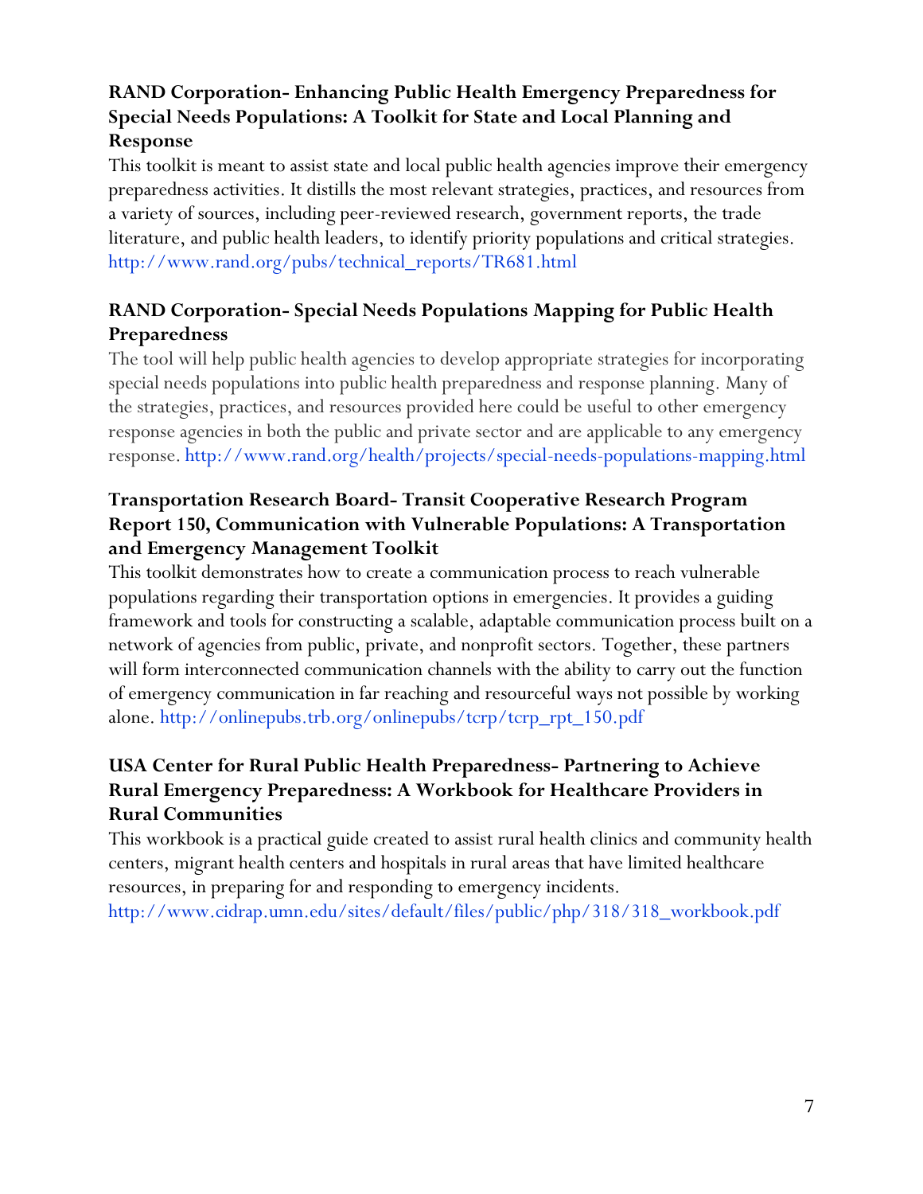### RAND Corporation- Enhancing Public Health Emergency Preparedness for Special Needs Populations: A Toolkit for State and Local Planning and Response

This toolkit is meant to assist state and local public health agencies improve their emergency preparedness activities. It distills the most relevant strategies, practices, and resources from a variety of sources, including peer-reviewed research, government reports, the trade literature, and public health leaders, to identify priority populations and critical strategies. http://www.rand.org/pubs/technical_reports/TR681.html

### RAND Corporation- Special Needs Populations Mapping for Public Health Preparedness

The tool will help public health agencies to develop appropriate strategies for incorporating special needs populations into public health preparedness and response planning. Many of the strategies, practices, and resources provided here could be useful to other emergency response agencies in both the public and private sector and are applicable to any emergency response. http://www.rand.org/health/projects/special-needs-populations-mapping.html

### Transportation Research Board- Transit Cooperative Research Program Report 150, Communication with Vulnerable Populations: A Transportation and Emergency Management Toolkit

This toolkit demonstrates how to create a communication process to reach vulnerable populations regarding their transportation options in emergencies. It provides a guiding framework and tools for constructing a scalable, adaptable communication process built on a network of agencies from public, private, and nonprofit sectors. Together, these partners will form interconnected communication channels with the ability to carry out the function of emergency communication in far reaching and resourceful ways not possible by working alone. http://onlinepubs.trb.org/onlinepubs/tcrp/tcrp_rpt_150.pdf

### USA Center for Rural Public Health Preparedness- Partnering to Achieve Rural Emergency Preparedness: A Workbook for Healthcare Providers in Rural Communities

This workbook is a practical guide created to assist rural health clinics and community health centers, migrant health centers and hospitals in rural areas that have limited healthcare resources, in preparing for and responding to emergency incidents. http://www.cidrap.umn.edu/sites/default/files/public/php/318/318_workbook.pdf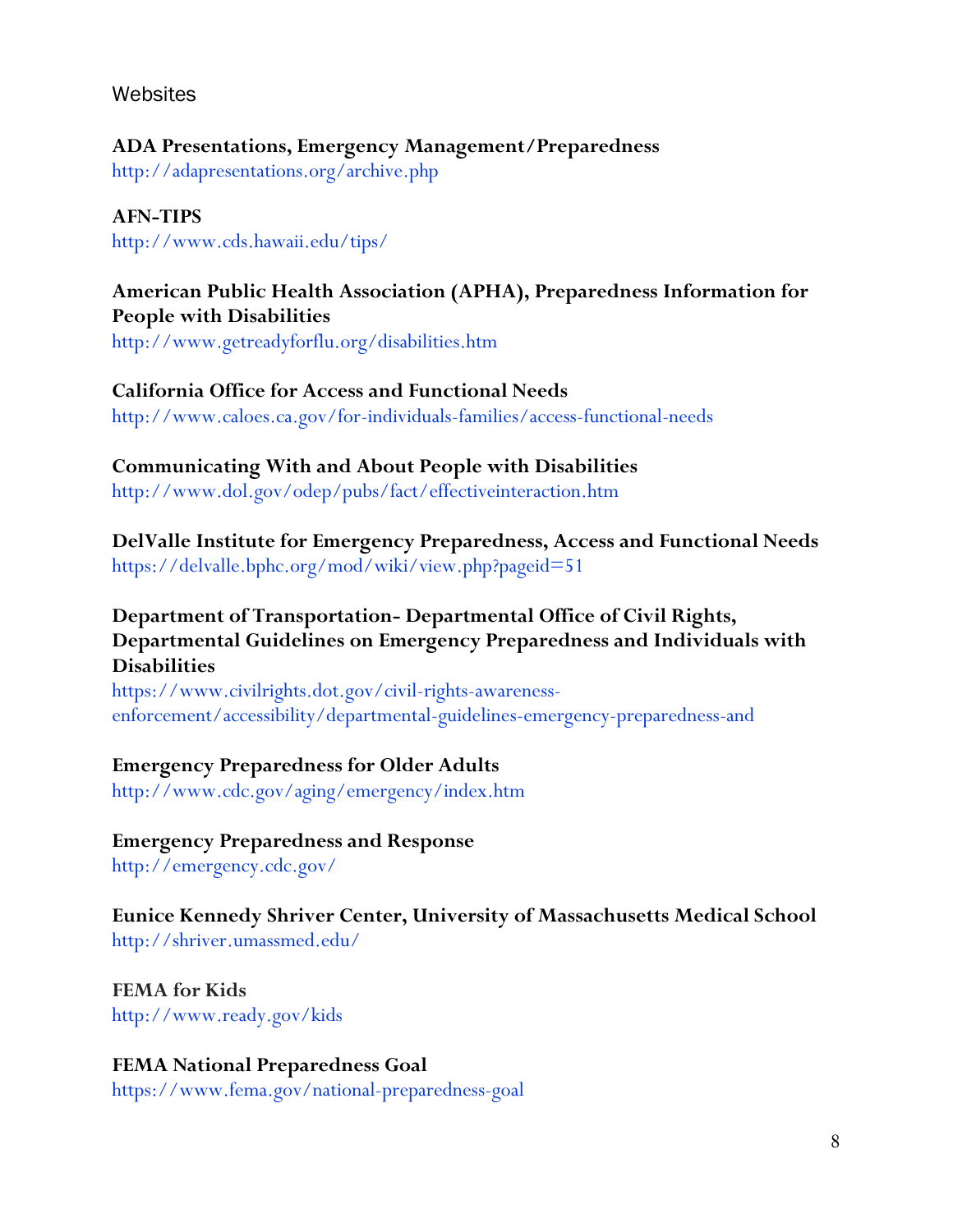## Websites

**ADA Presentations, Emergency Management/Preparedness**
http://adapresentations.org/archive.php

**AFN-TIPS**
http://www.cds.hawaii.edu/tips/

**American Public Health Association (APHA), Preparedness Information for People with Disabilities**
http://www.getreadyforflu.org/disabilities.htm

**California Office for Access and Functional Needs**
http://www.caloes.ca.gov/for-individuals-families/access-functional-needs

**Communicating With and About People with Disabilities**
http://www.dol.gov/odep/pubs/fact/effectiveinteraction.htm

**DelValle Institute for Emergency Preparedness, Access and Functional Needs**
https://delvalle.bphc.org/mod/wiki/view.php?pageid=51

**Department of Transportation- Departmental Office of Civil Rights, Departmental Guidelines on Emergency Preparedness and Individuals with Disabilities**
https://www.civilrights.dot.gov/civil-rights-awareness-enforcement/accessibility/departmental-guidelines-emergency-preparedness-and

**Emergency Preparedness for Older Adults**
http://www.cdc.gov/aging/emergency/index.htm

**Emergency Preparedness and Response**
http://emergency.cdc.gov/

**Eunice Kennedy Shriver Center, University of Massachusetts Medical School**
http://shriver.umassmed.edu/

**FEMA for Kids**
http://www.ready.gov/kids

**FEMA National Preparedness Goal**
https://www.fema.gov/national-preparedness-goal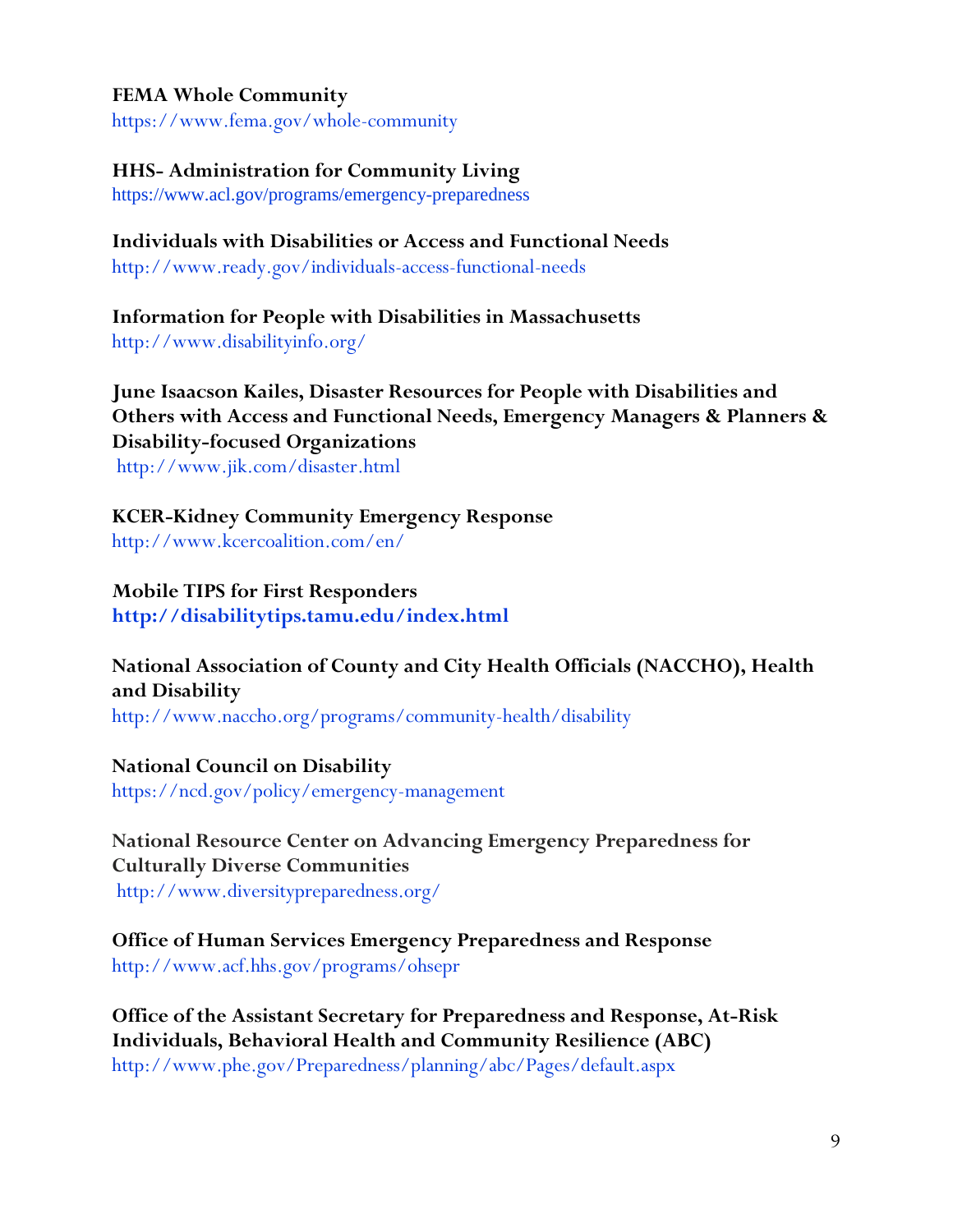**FEMA Whole Community**
https://www.fema.gov/whole-community

**HHS- Administration for Community Living**
https://www.acl.gov/programs/emergency-preparedness

**Individuals with Disabilities or Access and Functional Needs**
http://www.ready.gov/individuals-access-functional-needs

**Information for People with Disabilities in Massachusetts**
http://www.disabilityinfo.org/

**June Isaacson Kailes, Disaster Resources for People with Disabilities and Others with Access and Functional Needs, Emergency Managers & Planners & Disability-focused Organizations**
http://www.jik.com/disaster.html

**KCER-Kidney Community Emergency Response**
http://www.kcercoalition.com/en/

**Mobile TIPS for First Responders**
**http://disabilitytips.tamu.edu/index.html**

**National Association of County and City Health Officials (NACCHO), Health and Disability**
http://www.naccho.org/programs/community-health/disability

**National Council on Disability**
https://ncd.gov/policy/emergency-management

**National Resource Center on Advancing Emergency Preparedness for Culturally Diverse Communities**
http://www.diversitypreparedness.org/

**Office of Human Services Emergency Preparedness and Response**
http://www.acf.hhs.gov/programs/ohsepr

**Office of the Assistant Secretary for Preparedness and Response, At-Risk Individuals, Behavioral Health and Community Resilience (ABC)**
http://www.phe.gov/Preparedness/planning/abc/Pages/default.aspx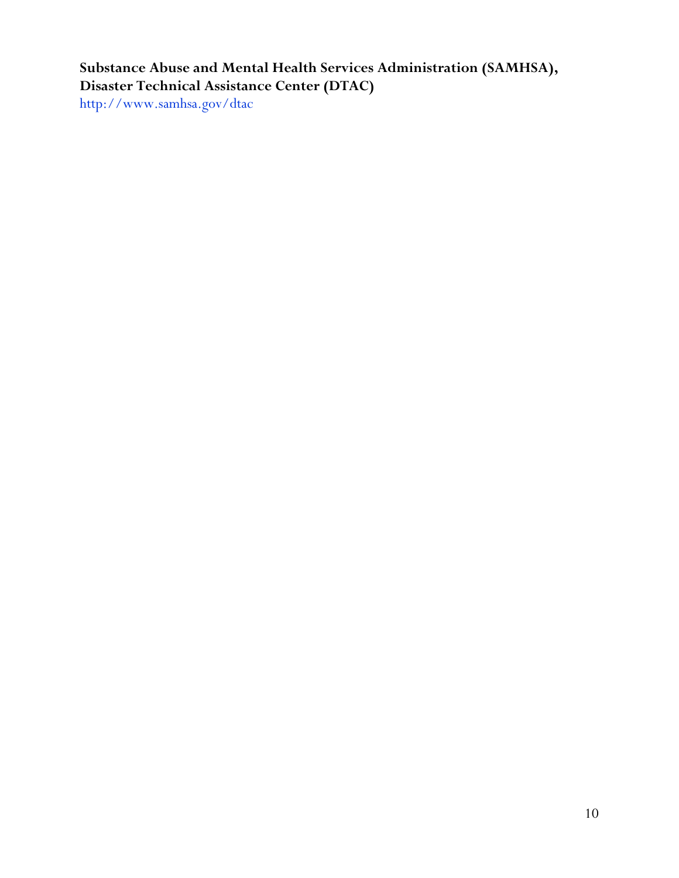**Substance Abuse and Mental Health Services Administration (SAMHSA), Disaster Technical Assistance Center (DTAC)**
http://www.samhsa.gov/dtac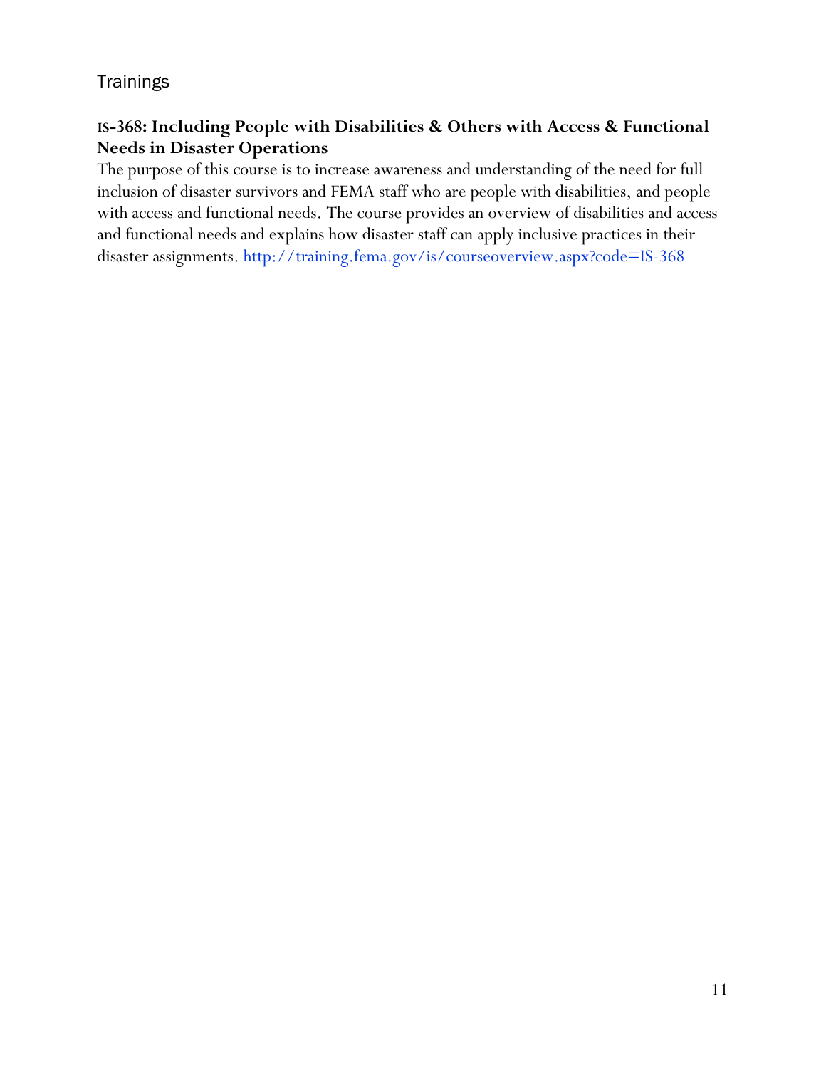## Trainings

**IS-368: Including People with Disabilities & Others with Access & Functional Needs in Disaster Operations**

The purpose of this course is to increase awareness and understanding of the need for full inclusion of disaster survivors and FEMA staff who are people with disabilities, and people with access and functional needs. The course provides an overview of disabilities and access and functional needs and explains how disaster staff can apply inclusive practices in their disaster assignments. http://training.fema.gov/is/courseoverview.aspx?code=IS-368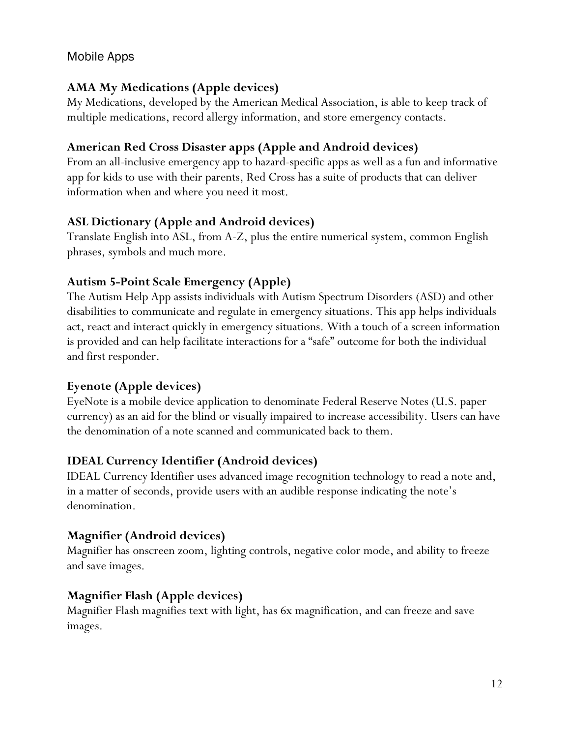## Mobile Apps

### AMA My Medications (Apple devices)

My Medications, developed by the American Medical Association, is able to keep track of multiple medications, record allergy information, and store emergency contacts.

### American Red Cross Disaster apps (Apple and Android devices)

From an all-inclusive emergency app to hazard-specific apps as well as a fun and informative app for kids to use with their parents, Red Cross has a suite of products that can deliver information when and where you need it most.

### ASL Dictionary (Apple and Android devices)

Translate English into ASL, from A-Z, plus the entire numerical system, common English phrases, symbols and much more.

### Autism 5-Point Scale Emergency (Apple)

The Autism Help App assists individuals with Autism Spectrum Disorders (ASD) and other disabilities to communicate and regulate in emergency situations. This app helps individuals act, react and interact quickly in emergency situations. With a touch of a screen information is provided and can help facilitate interactions for a "safe" outcome for both the individual and first responder.

### Eyenote (Apple devices)

EyeNote is a mobile device application to denominate Federal Reserve Notes (U.S. paper currency) as an aid for the blind or visually impaired to increase accessibility. Users can have the denomination of a note scanned and communicated back to them.

### IDEAL Currency Identifier (Android devices)

IDEAL Currency Identifier uses advanced image recognition technology to read a note and, in a matter of seconds, provide users with an audible response indicating the note's denomination.

### Magnifier (Android devices)

Magnifier has onscreen zoom, lighting controls, negative color mode, and ability to freeze and save images.

### Magnifier Flash (Apple devices)

Magnifier Flash magnifies text with light, has 6x magnification, and can freeze and save images.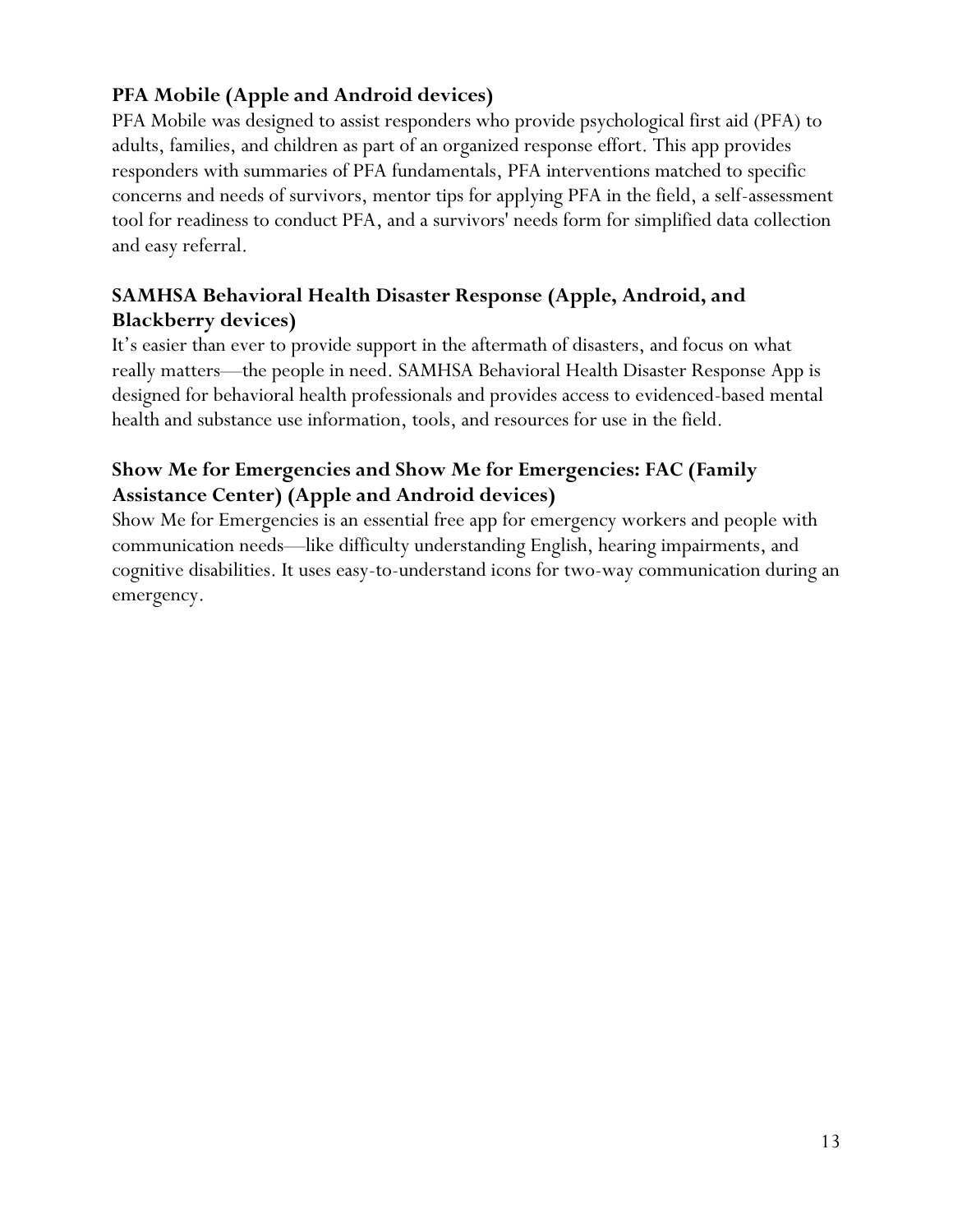### PFA Mobile (Apple and Android devices)

PFA Mobile was designed to assist responders who provide psychological first aid (PFA) to adults, families, and children as part of an organized response effort. This app provides responders with summaries of PFA fundamentals, PFA interventions matched to specific concerns and needs of survivors, mentor tips for applying PFA in the field, a self-assessment tool for readiness to conduct PFA, and a survivors' needs form for simplified data collection and easy referral.

### SAMHSA Behavioral Health Disaster Response (Apple, Android, and Blackberry devices)

It's easier than ever to provide support in the aftermath of disasters, and focus on what really matters—the people in need. SAMHSA Behavioral Health Disaster Response App is designed for behavioral health professionals and provides access to evidenced-based mental health and substance use information, tools, and resources for use in the field.

### Show Me for Emergencies and Show Me for Emergencies: FAC (Family Assistance Center) (Apple and Android devices)

Show Me for Emergencies is an essential free app for emergency workers and people with communication needs—like difficulty understanding English, hearing impairments, and cognitive disabilities. It uses easy-to-understand icons for two-way communication during an emergency.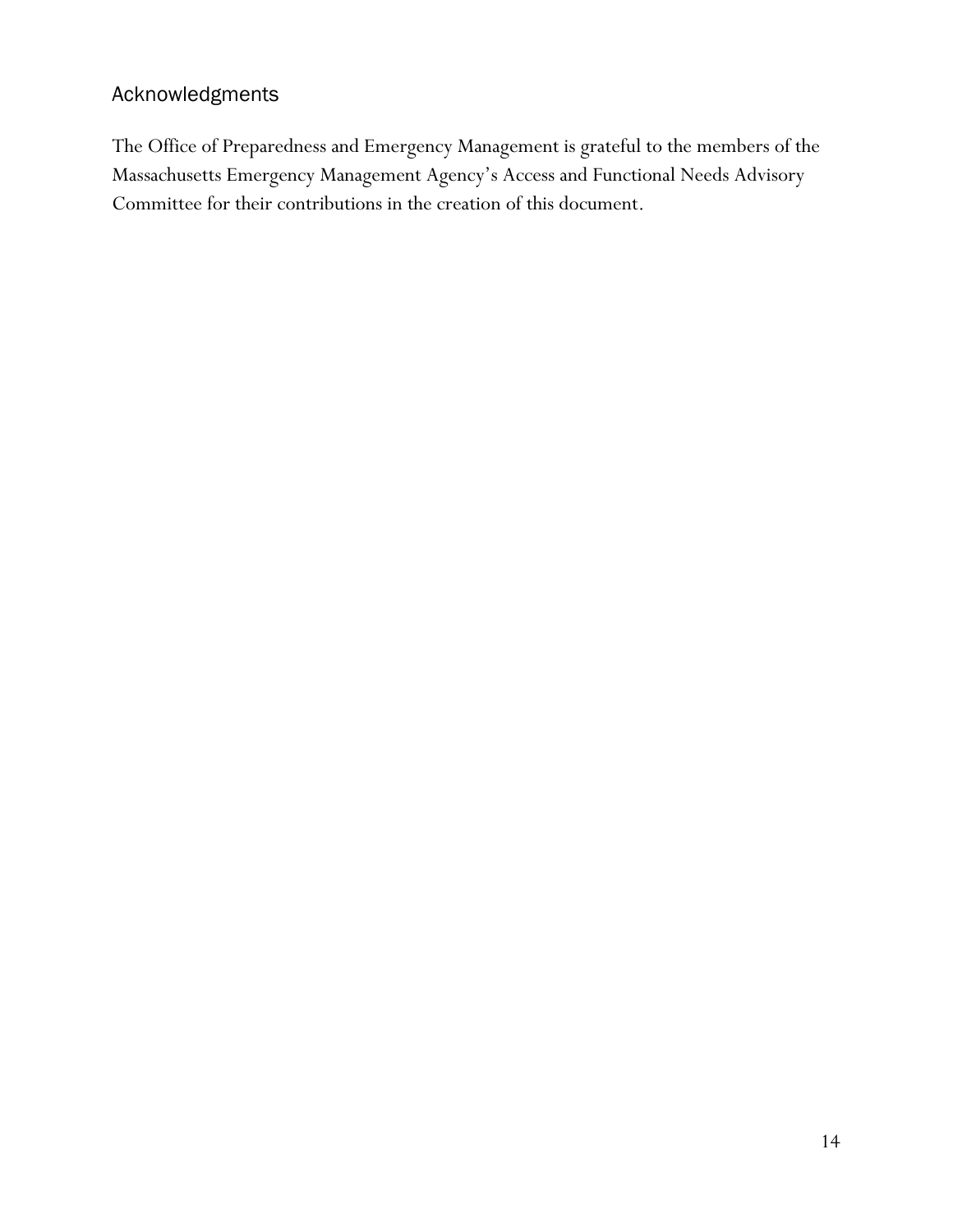## Acknowledgments

The Office of Preparedness and Emergency Management is grateful to the members of the Massachusetts Emergency Management Agency's Access and Functional Needs Advisory Committee for their contributions in the creation of this document.